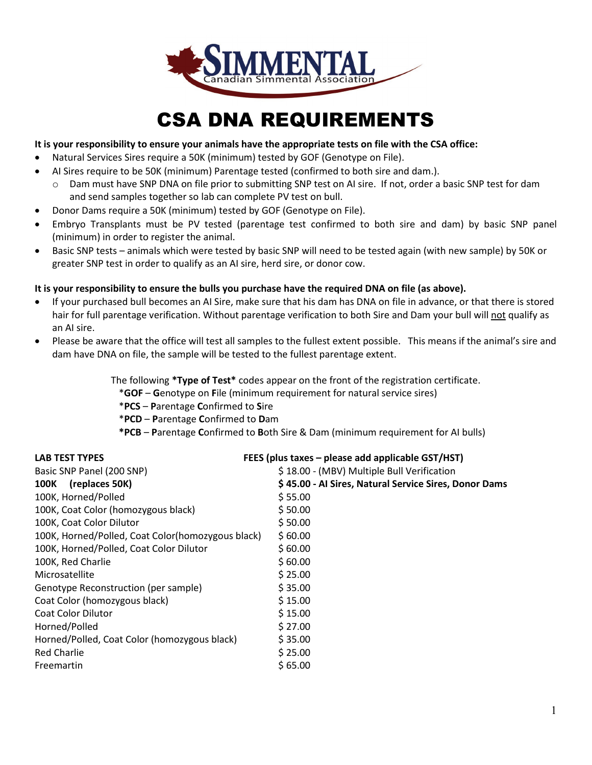SIMMENTAL
Canadian Simmental Association

# CSA DNA REQUIREMENTS

**It is your responsibility to ensure your animals have the appropriate tests on file with the CSA office:**

- Natural Services Sires require a 50K (minimum) tested by GOF (Genotype on File).
- AI Sires require to be 50K (minimum) Parentage tested (confirmed to both sire and dam.).
  - Dam must have SNP DNA on file prior to submitting SNP test on AI sire. If not, order a basic SNP test for dam and send samples together so lab can complete PV test on bull.
- Donor Dams require a 50K (minimum) tested by GOF (Genotype on File).
- Embryo Transplants must be PV tested (parentage test confirmed to both sire and dam) by basic SNP panel (minimum) in order to register the animal.
- Basic SNP tests – animals which were tested by basic SNP will need to be tested again (with new sample) by 50K or greater SNP test in order to qualify as an AI sire, herd sire, or donor cow.

**It is your responsibility to ensure the bulls you purchase have the required DNA on file (as above).**

- If your purchased bull becomes an AI Sire, make sure that his dam has DNA on file in advance, or that there is stored hair for full parentage verification. Without parentage verification to both Sire and Dam your bull will not qualify as an AI sire.
- Please be aware that the office will test all samples to the fullest extent possible. This means if the animal's sire and dam have DNA on file, the sample will be tested to the fullest parentage extent.

The following ***Type of Test*** codes appear on the front of the registration certificate.

- ***GOF** – **G**enotype on **F**ile (minimum requirement for natural service sires)
- ***PCS** – **P**arentage **C**onfirmed to **S**ire
- ***PCD** – **P**arentage **C**onfirmed to **D**am
- ***PCB** – **P**arentage **C**onfirmed to **B**oth Sire & Dam (minimum requirement for AI bulls)

| **LAB TEST TYPES** | **FEES (plus taxes – please add applicable GST/HST)** |
|---|---|
| Basic SNP Panel (200 SNP) | $ 18.00 - (MBV) Multiple Bull Verification |
| **100K (replaces 50K)** | **$ 45.00 - AI Sires, Natural Service Sires, Donor Dams** |
| 100K, Horned/Polled | $ 55.00 |
| 100K, Coat Color (homozygous black) | $ 50.00 |
| 100K, Coat Color Dilutor | $ 50.00 |
| 100K, Horned/Polled, Coat Color(homozygous black) | $ 60.00 |
| 100K, Horned/Polled, Coat Color Dilutor | $ 60.00 |
| 100K, Red Charlie | $ 60.00 |
| Microsatellite | $ 25.00 |
| Genotype Reconstruction (per sample) | $ 35.00 |
| Coat Color (homozygous black) | $ 15.00 |
| Coat Color Dilutor | $ 15.00 |
| Horned/Polled | $ 27.00 |
| Horned/Polled, Coat Color (homozygous black) | $ 35.00 |
| Red Charlie | $ 25.00 |
| Freemartin | $ 65.00 |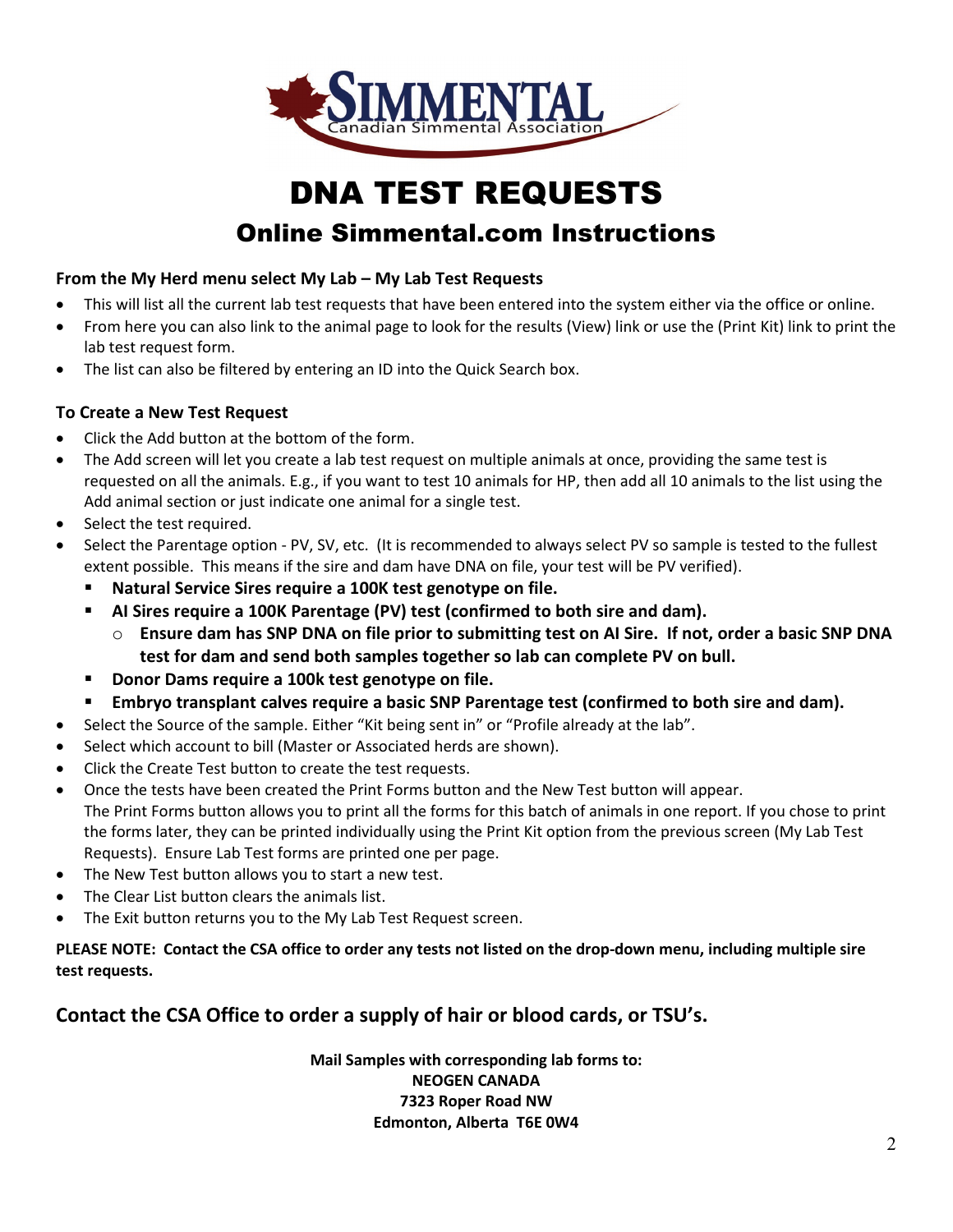SIMMENTAL
Canadian Simmental Association

# DNA TEST REQUESTS

## Online Simmental.com Instructions

**From the My Herd menu select My Lab – My Lab Test Requests**

- This will list all the current lab test requests that have been entered into the system either via the office or online.
- From here you can also link to the animal page to look for the results (View) link or use the (Print Kit) link to print the lab test request form.
- The list can also be filtered by entering an ID into the Quick Search box.

**To Create a New Test Request**

- Click the Add button at the bottom of the form.
- The Add screen will let you create a lab test request on multiple animals at once, providing the same test is requested on all the animals. E.g., if you want to test 10 animals for HP, then add all 10 animals to the list using the Add animal section or just indicate one animal for a single test.
- Select the test required.
- Select the Parentage option - PV, SV, etc. (It is recommended to always select PV so sample is tested to the fullest extent possible. This means if the sire and dam have DNA on file, your test will be PV verified).
  - **Natural Service Sires require a 100K test genotype on file.**
  - **AI Sires require a 100K Parentage (PV) test (confirmed to both sire and dam).**
    - **Ensure dam has SNP DNA on file prior to submitting test on AI Sire. If not, order a basic SNP DNA test for dam and send both samples together so lab can complete PV on bull.**
  - **Donor Dams require a 100k test genotype on file.**
  - **Embryo transplant calves require a basic SNP Parentage test (confirmed to both sire and dam).**
- Select the Source of the sample. Either "Kit being sent in" or "Profile already at the lab".
- Select which account to bill (Master or Associated herds are shown).
- Click the Create Test button to create the test requests.
- Once the tests have been created the Print Forms button and the New Test button will appear.
  The Print Forms button allows you to print all the forms for this batch of animals in one report. If you chose to print the forms later, they can be printed individually using the Print Kit option from the previous screen (My Lab Test Requests). Ensure Lab Test forms are printed one per page.
- The New Test button allows you to start a new test.
- The Clear List button clears the animals list.
- The Exit button returns you to the My Lab Test Request screen.

**PLEASE NOTE: Contact the CSA office to order any tests not listed on the drop-down menu, including multiple sire test requests.**

### Contact the CSA Office to order a supply of hair or blood cards, or TSU's.

**Mail Samples with corresponding lab forms to:**
**NEOGEN CANADA**
**7323 Roper Road NW**
**Edmonton, Alberta T6E 0W4**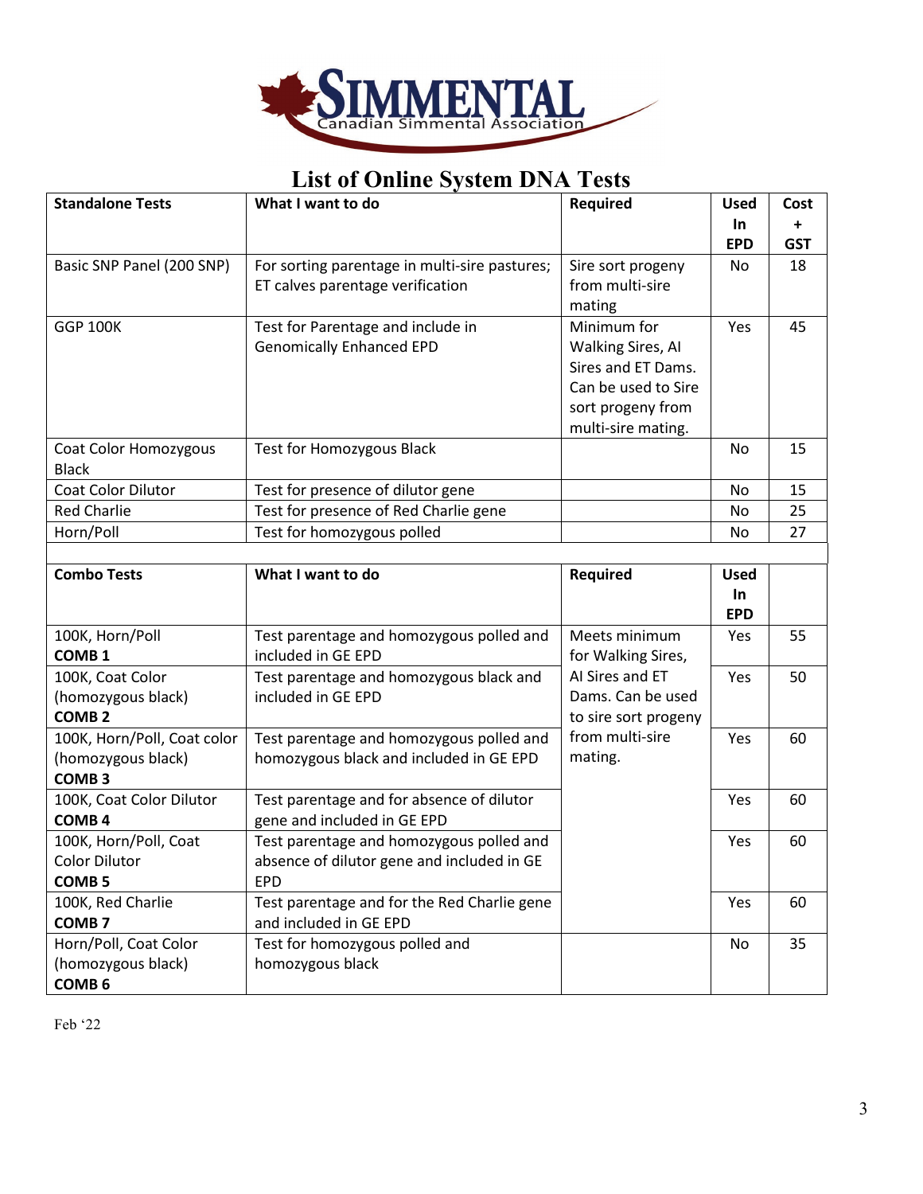SIMMENTAL
Canadian Simmental Association

# List of Online System DNA Tests

| Standalone Tests | What I want to do | Required | Used In EPD | Cost + GST |
|---|---|---|---|---|
| Basic SNP Panel (200 SNP) | For sorting parentage in multi-sire pastures; ET calves parentage verification | Sire sort progeny from multi-sire mating | No | 18 |
| GGP 100K | Test for Parentage and include in Genomically Enhanced EPD | Minimum for Walking Sires, AI Sires and ET Dams. Can be used to Sire sort progeny from multi-sire mating. | Yes | 45 |
| Coat Color Homozygous Black | Test for Homozygous Black | | No | 15 |
| Coat Color Dilutor | Test for presence of dilutor gene | | No | 15 |
| Red Charlie | Test for presence of Red Charlie gene | | No | 25 |
| Horn/Poll | Test for homozygous polled | | No | 27 |
| | | | | |
| **Combo Tests** | **What I want to do** | **Required** | **Used In EPD** | |
| 100K, Horn/Poll **COMB 1** | Test parentage and homozygous polled and included in GE EPD | Meets minimum for Walking Sires, AI Sires and ET Dams. Can be used to sire sort progeny from multi-sire mating. | Yes | 55 |
| 100K, Coat Color (homozygous black) **COMB 2** | Test parentage and homozygous black and included in GE EPD | | Yes | 50 |
| 100K, Horn/Poll, Coat color (homozygous black) **COMB 3** | Test parentage and homozygous polled and homozygous black and included in GE EPD | | Yes | 60 |
| 100K, Coat Color Dilutor **COMB 4** | Test parentage and for absence of dilutor gene and included in GE EPD | | Yes | 60 |
| 100K, Horn/Poll, Coat Color Dilutor **COMB 5** | Test parentage and homozygous polled and absence of dilutor gene and included in GE EPD | | Yes | 60 |
| 100K, Red Charlie **COMB 7** | Test parentage and for the Red Charlie gene and included in GE EPD | | Yes | 60 |
| Horn/Poll, Coat Color (homozygous black) **COMB 6** | Test for homozygous polled and homozygous black | | No | 35 |

Feb '22